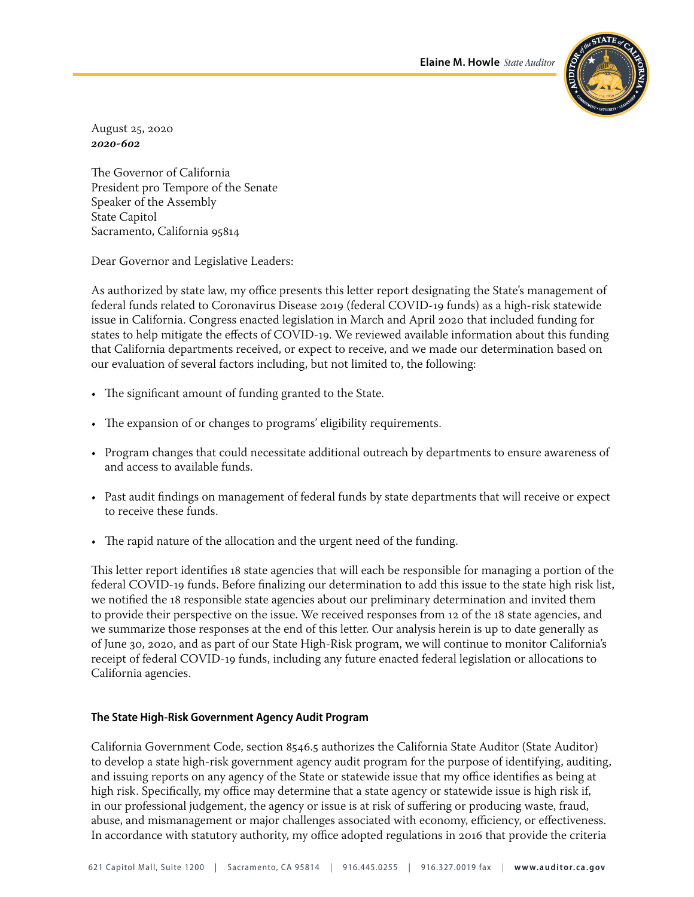**Elaine M. Howle** *State Auditor*

August 25, 2020
***2020-602***

The Governor of California
President pro Tempore of the Senate
Speaker of the Assembly
State Capitol
Sacramento, California 95814

Dear Governor and Legislative Leaders:

As authorized by state law, my office presents this letter report designating the State's management of federal funds related to Coronavirus Disease 2019 (federal COVID‑19 funds) as a high‑risk statewide issue in California. Congress enacted legislation in March and April 2020 that included funding for states to help mitigate the effects of COVID‑19. We reviewed available information about this funding that California departments received, or expect to receive, and we made our determination based on our evaluation of several factors including, but not limited to, the following:

- The significant amount of funding granted to the State.
- The expansion of or changes to programs' eligibility requirements.
- Program changes that could necessitate additional outreach by departments to ensure awareness of and access to available funds.
- Past audit findings on management of federal funds by state departments that will receive or expect to receive these funds.
- The rapid nature of the allocation and the urgent need of the funding.

This letter report identifies 18 state agencies that will each be responsible for managing a portion of the federal COVID‑19 funds. Before finalizing our determination to add this issue to the state high risk list, we notified the 18 responsible state agencies about our preliminary determination and invited them to provide their perspective on the issue. We received responses from 12 of the 18 state agencies, and we summarize those responses at the end of this letter. Our analysis herein is up to date generally as of June 30, 2020, and as part of our State High‑Risk program, we will continue to monitor California's receipt of federal COVID‑19 funds, including any future enacted federal legislation or allocations to California agencies.

### The State High‑Risk Government Agency Audit Program

California Government Code, section 8546.5 authorizes the California State Auditor (State Auditor) to develop a state high‑risk government agency audit program for the purpose of identifying, auditing, and issuing reports on any agency of the State or statewide issue that my office identifies as being at high risk. Specifically, my office may determine that a state agency or statewide issue is high risk if, in our professional judgement, the agency or issue is at risk of suffering or producing waste, fraud, abuse, and mismanagement or major challenges associated with economy, efficiency, or effectiveness. In accordance with statutory authority, my office adopted regulations in 2016 that provide the criteria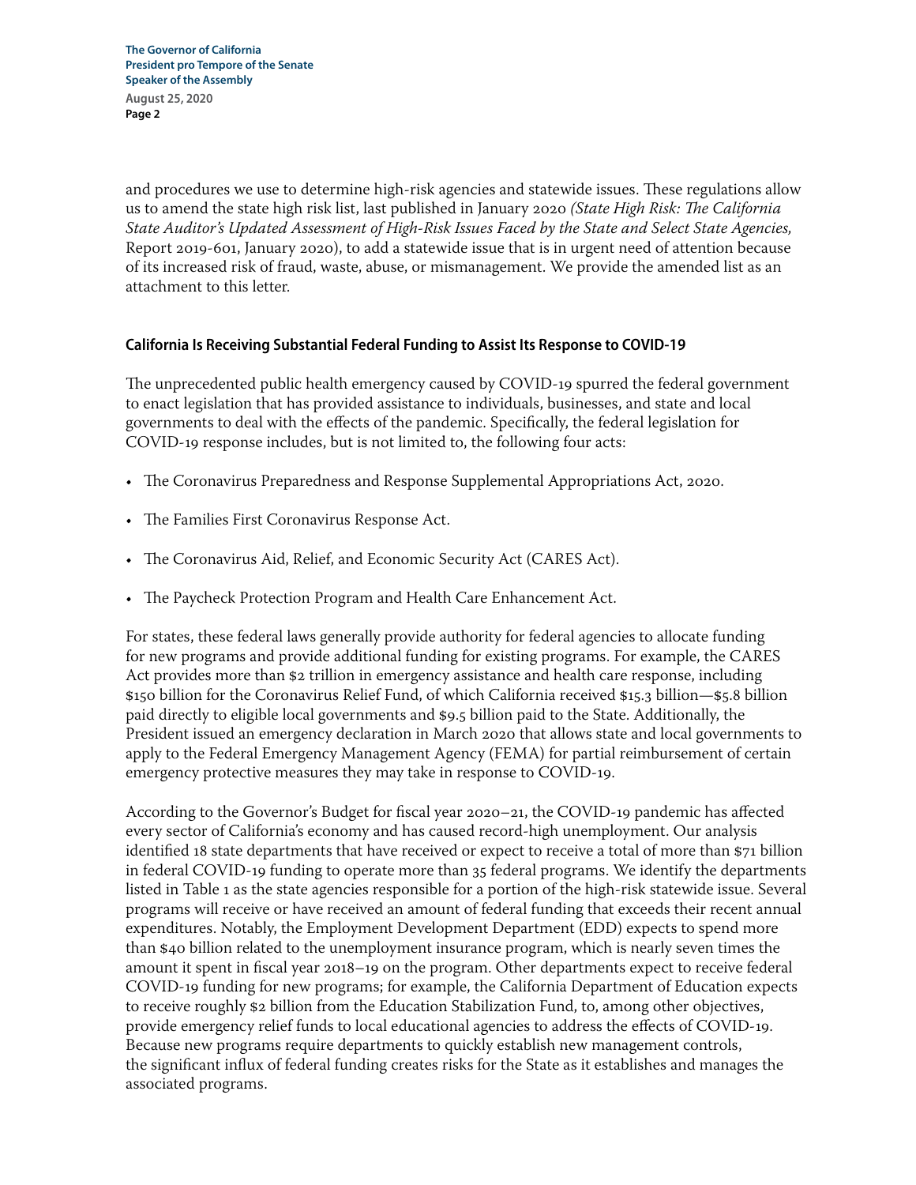and procedures we use to determine high-risk agencies and statewide issues. These regulations allow us to amend the state high risk list, last published in January 2020 *(State High Risk: The California State Auditor's Updated Assessment of High-Risk Issues Faced by the State and Select State Agencies,* Report 2019-601, January 2020), to add a statewide issue that is in urgent need of attention because of its increased risk of fraud, waste, abuse, or mismanagement. We provide the amended list as an attachment to this letter.

### California Is Receiving Substantial Federal Funding to Assist Its Response to COVID-19

The unprecedented public health emergency caused by COVID-19 spurred the federal government to enact legislation that has provided assistance to individuals, businesses, and state and local governments to deal with the effects of the pandemic. Specifically, the federal legislation for COVID-19 response includes, but is not limited to, the following four acts:

- The Coronavirus Preparedness and Response Supplemental Appropriations Act, 2020.
- The Families First Coronavirus Response Act.
- The Coronavirus Aid, Relief, and Economic Security Act (CARES Act).
- The Paycheck Protection Program and Health Care Enhancement Act.

For states, these federal laws generally provide authority for federal agencies to allocate funding for new programs and provide additional funding for existing programs. For example, the CARES Act provides more than $2 trillion in emergency assistance and health care response, including $150 billion for the Coronavirus Relief Fund, of which California received $15.3 billion—$5.8 billion paid directly to eligible local governments and $9.5 billion paid to the State. Additionally, the President issued an emergency declaration in March 2020 that allows state and local governments to apply to the Federal Emergency Management Agency (FEMA) for partial reimbursement of certain emergency protective measures they may take in response to COVID-19.

According to the Governor's Budget for fiscal year 2020–21, the COVID-19 pandemic has affected every sector of California's economy and has caused record-high unemployment. Our analysis identified 18 state departments that have received or expect to receive a total of more than $71 billion in federal COVID-19 funding to operate more than 35 federal programs. We identify the departments listed in Table 1 as the state agencies responsible for a portion of the high-risk statewide issue. Several programs will receive or have received an amount of federal funding that exceeds their recent annual expenditures. Notably, the Employment Development Department (EDD) expects to spend more than $40 billion related to the unemployment insurance program, which is nearly seven times the amount it spent in fiscal year 2018–19 on the program. Other departments expect to receive federal COVID-19 funding for new programs; for example, the California Department of Education expects to receive roughly $2 billion from the Education Stabilization Fund, to, among other objectives, provide emergency relief funds to local educational agencies to address the effects of COVID-19. Because new programs require departments to quickly establish new management controls, the significant influx of federal funding creates risks for the State as it establishes and manages the associated programs.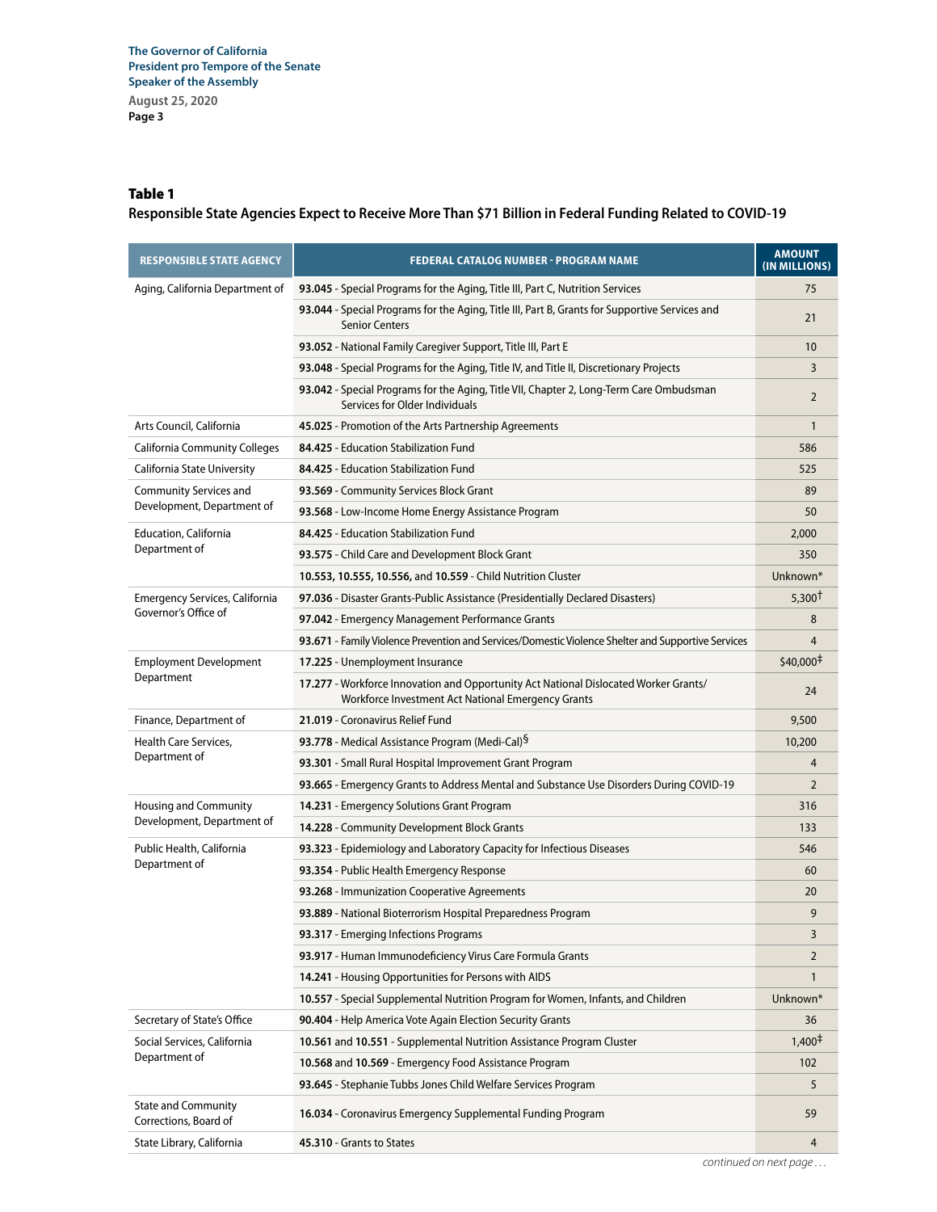The Governor of California
President pro Tempore of the Senate
Speaker of the Assembly
August 25, 2020

**Table 1**

**Responsible State Agencies Expect to Receive More Than $71 Billion in Federal Funding Related to COVID-19**

| RESPONSIBLE STATE AGENCY | FEDERAL CATALOG NUMBER - PROGRAM NAME | AMOUNT (IN MILLIONS) |
|---|---|---|
| Aging, California Department of | **93.045** - Special Programs for the Aging, Title III, Part C, Nutrition Services | 75 |
| | **93.044** - Special Programs for the Aging, Title III, Part B, Grants for Supportive Services and Senior Centers | 21 |
| | **93.052** - National Family Caregiver Support, Title III, Part E | 10 |
| | **93.048** - Special Programs for the Aging, Title IV, and Title II, Discretionary Projects | 3 |
| | **93.042** - Special Programs for the Aging, Title VII, Chapter 2, Long-Term Care Ombudsman Services for Older Individuals | 2 |
| Arts Council, California | **45.025** - Promotion of the Arts Partnership Agreements | 1 |
| California Community Colleges | **84.425** - Education Stabilization Fund | 586 |
| California State University | **84.425** - Education Stabilization Fund | 525 |
| Community Services and Development, Department of | **93.569** - Community Services Block Grant | 89 |
| | **93.568** - Low-Income Home Energy Assistance Program | 50 |
| Education, California Department of | **84.425** - Education Stabilization Fund | 2,000 |
| | **93.575** - Child Care and Development Block Grant | 350 |
| | **10.553, 10.555, 10.556,** and **10.559** - Child Nutrition Cluster | Unknown* |
| Emergency Services, California Governor's Office of | **97.036** - Disaster Grants-Public Assistance (Presidentially Declared Disasters) | 5,300† |
| | **97.042** - Emergency Management Performance Grants | 8 |
| | **93.671** - Family Violence Prevention and Services/Domestic Violence Shelter and Supportive Services | 4 |
| Employment Development Department | **17.225** - Unemployment Insurance | $40,000‡ |
| | **17.277** - Workforce Innovation and Opportunity Act National Dislocated Worker Grants/ Workforce Investment Act National Emergency Grants | 24 |
| Finance, Department of | **21.019** - Coronavirus Relief Fund | 9,500 |
| Health Care Services, Department of | **93.778** - Medical Assistance Program (Medi-Cal)§ | 10,200 |
| | **93.301** - Small Rural Hospital Improvement Grant Program | 4 |
| | **93.665** - Emergency Grants to Address Mental and Substance Use Disorders During COVID-19 | 2 |
| Housing and Community Development, Department of | **14.231** - Emergency Solutions Grant Program | 316 |
| | **14.228** - Community Development Block Grants | 133 |
| Public Health, California Department of | **93.323** - Epidemiology and Laboratory Capacity for Infectious Diseases | 546 |
| | **93.354** - Public Health Emergency Response | 60 |
| | **93.268** - Immunization Cooperative Agreements | 20 |
| | **93.889** - National Bioterrorism Hospital Preparedness Program | 9 |
| | **93.317** - Emerging Infections Programs | 3 |
| | **93.917** - Human Immunodeficiency Virus Care Formula Grants | 2 |
| | **14.241** - Housing Opportunities for Persons with AIDS | 1 |
| | **10.557** - Special Supplemental Nutrition Program for Women, Infants, and Children | Unknown* |
| Secretary of State's Office | **90.404** - Help America Vote Again Election Security Grants | 36 |
| Social Services, California Department of | **10.561** and **10.551** - Supplemental Nutrition Assistance Program Cluster | 1,400‡ |
| | **10.568** and **10.569** - Emergency Food Assistance Program | 102 |
| | **93.645** - Stephanie Tubbs Jones Child Welfare Services Program | 5 |
| State and Community Corrections, Board of | **16.034** - Coronavirus Emergency Supplemental Funding Program | 59 |
| State Library, California | **45.310** - Grants to States | 4 |

*continued on next page . . .*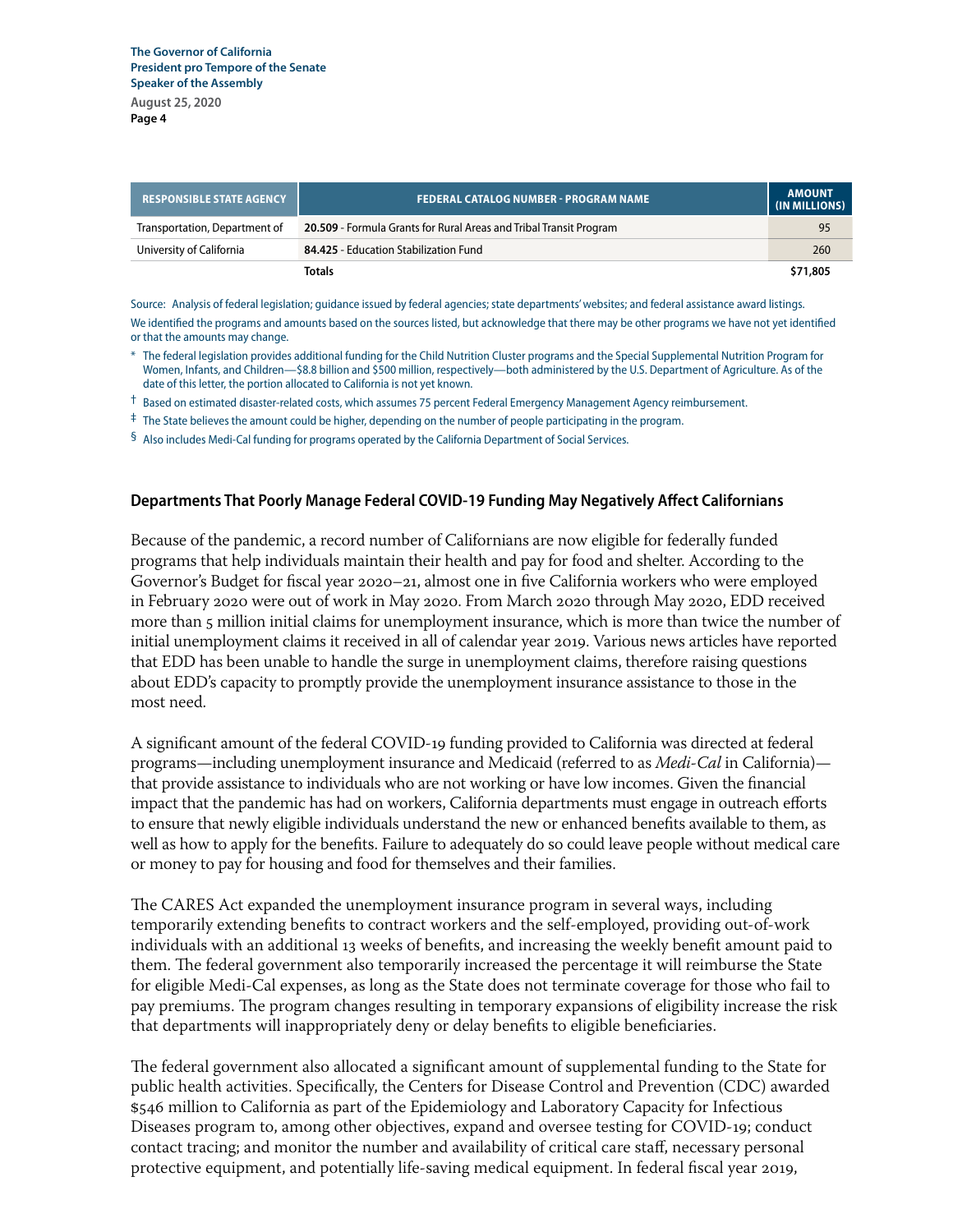| RESPONSIBLE STATE AGENCY | FEDERAL CATALOG NUMBER - PROGRAM NAME | AMOUNT (IN MILLIONS) |
|---|---|---|
| Transportation, Department of | **20.509** - Formula Grants for Rural Areas and Tribal Transit Program | 95 |
| University of California | **84.425** - Education Stabilization Fund | 260 |
| | **Totals** | **$71,805** |

Source: Analysis of federal legislation; guidance issued by federal agencies; state departments' websites; and federal assistance award listings.

We identified the programs and amounts based on the sources listed, but acknowledge that there may be other programs we have not yet identified or that the amounts may change.

\* The federal legislation provides additional funding for the Child Nutrition Cluster programs and the Special Supplemental Nutrition Program for Women, Infants, and Children—$8.8 billion and $500 million, respectively—both administered by the U.S. Department of Agriculture. As of the date of this letter, the portion allocated to California is not yet known.

† Based on estimated disaster-related costs, which assumes 75 percent Federal Emergency Management Agency reimbursement.

‡ The State believes the amount could be higher, depending on the number of people participating in the program.

§ Also includes Medi-Cal funding for programs operated by the California Department of Social Services.

### Departments That Poorly Manage Federal COVID-19 Funding May Negatively Affect Californians

Because of the pandemic, a record number of Californians are now eligible for federally funded programs that help individuals maintain their health and pay for food and shelter. According to the Governor's Budget for fiscal year 2020–21, almost one in five California workers who were employed in February 2020 were out of work in May 2020. From March 2020 through May 2020, EDD received more than 5 million initial claims for unemployment insurance, which is more than twice the number of initial unemployment claims it received in all of calendar year 2019. Various news articles have reported that EDD has been unable to handle the surge in unemployment claims, therefore raising questions about EDD's capacity to promptly provide the unemployment insurance assistance to those in the most need.

A significant amount of the federal COVID-19 funding provided to California was directed at federal programs—including unemployment insurance and Medicaid (referred to as *Medi-Cal* in California)—that provide assistance to individuals who are not working or have low incomes. Given the financial impact that the pandemic has had on workers, California departments must engage in outreach efforts to ensure that newly eligible individuals understand the new or enhanced benefits available to them, as well as how to apply for the benefits. Failure to adequately do so could leave people without medical care or money to pay for housing and food for themselves and their families.

The CARES Act expanded the unemployment insurance program in several ways, including temporarily extending benefits to contract workers and the self-employed, providing out-of-work individuals with an additional 13 weeks of benefits, and increasing the weekly benefit amount paid to them. The federal government also temporarily increased the percentage it will reimburse the State for eligible Medi-Cal expenses, as long as the State does not terminate coverage for those who fail to pay premiums. The program changes resulting in temporary expansions of eligibility increase the risk that departments will inappropriately deny or delay benefits to eligible beneficiaries.

The federal government also allocated a significant amount of supplemental funding to the State for public health activities. Specifically, the Centers for Disease Control and Prevention (CDC) awarded $546 million to California as part of the Epidemiology and Laboratory Capacity for Infectious Diseases program to, among other objectives, expand and oversee testing for COVID-19; conduct contact tracing; and monitor the number and availability of critical care staff, necessary personal protective equipment, and potentially life-saving medical equipment. In federal fiscal year 2019,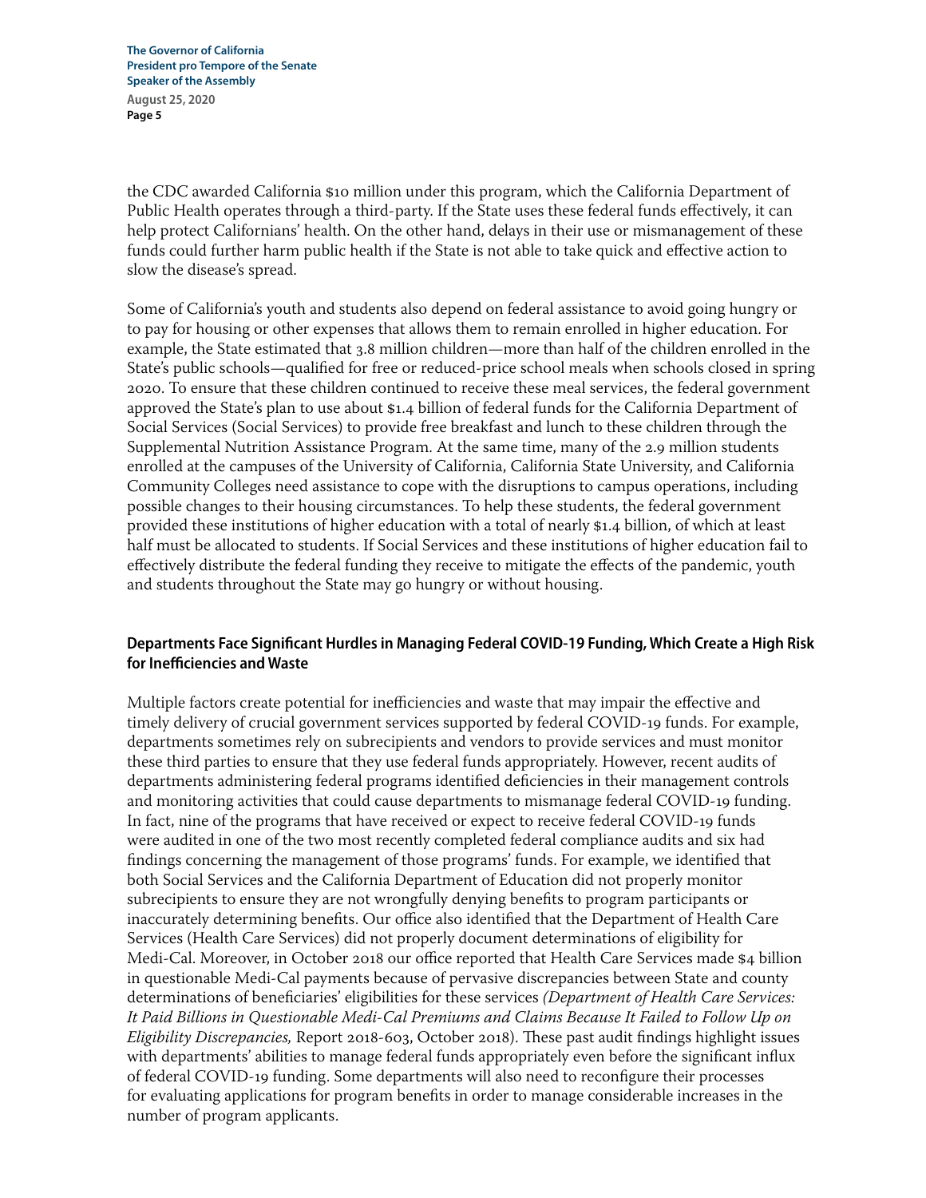the CDC awarded California $10 million under this program, which the California Department of Public Health operates through a third‑party. If the State uses these federal funds effectively, it can help protect Californians' health. On the other hand, delays in their use or mismanagement of these funds could further harm public health if the State is not able to take quick and effective action to slow the disease's spread.

Some of California's youth and students also depend on federal assistance to avoid going hungry or to pay for housing or other expenses that allows them to remain enrolled in higher education. For example, the State estimated that 3.8 million children—more than half of the children enrolled in the State's public schools—qualified for free or reduced‑price school meals when schools closed in spring 2020. To ensure that these children continued to receive these meal services, the federal government approved the State's plan to use about $1.4 billion of federal funds for the California Department of Social Services (Social Services) to provide free breakfast and lunch to these children through the Supplemental Nutrition Assistance Program. At the same time, many of the 2.9 million students enrolled at the campuses of the University of California, California State University, and California Community Colleges need assistance to cope with the disruptions to campus operations, including possible changes to their housing circumstances. To help these students, the federal government provided these institutions of higher education with a total of nearly $1.4 billion, of which at least half must be allocated to students. If Social Services and these institutions of higher education fail to effectively distribute the federal funding they receive to mitigate the effects of the pandemic, youth and students throughout the State may go hungry or without housing.

**Departments Face Significant Hurdles in Managing Federal COVID‑19 Funding, Which Create a High Risk for Inefficiencies and Waste**

Multiple factors create potential for inefficiencies and waste that may impair the effective and timely delivery of crucial government services supported by federal COVID‑19 funds. For example, departments sometimes rely on subrecipients and vendors to provide services and must monitor these third parties to ensure that they use federal funds appropriately. However, recent audits of departments administering federal programs identified deficiencies in their management controls and monitoring activities that could cause departments to mismanage federal COVID‑19 funding. In fact, nine of the programs that have received or expect to receive federal COVID‑19 funds were audited in one of the two most recently completed federal compliance audits and six had findings concerning the management of those programs' funds. For example, we identified that both Social Services and the California Department of Education did not properly monitor subrecipients to ensure they are not wrongfully denying benefits to program participants or inaccurately determining benefits. Our office also identified that the Department of Health Care Services (Health Care Services) did not properly document determinations of eligibility for Medi‑Cal. Moreover, in October 2018 our office reported that Health Care Services made $4 billion in questionable Medi‑Cal payments because of pervasive discrepancies between State and county determinations of beneficiaries' eligibilities for these services *(Department of Health Care Services: It Paid Billions in Questionable Medi‑Cal Premiums and Claims Because It Failed to Follow Up on Eligibility Discrepancies,* Report 2018‑603, October 2018). These past audit findings highlight issues with departments' abilities to manage federal funds appropriately even before the significant influx of federal COVID‑19 funding. Some departments will also need to reconfigure their processes for evaluating applications for program benefits in order to manage considerable increases in the number of program applicants.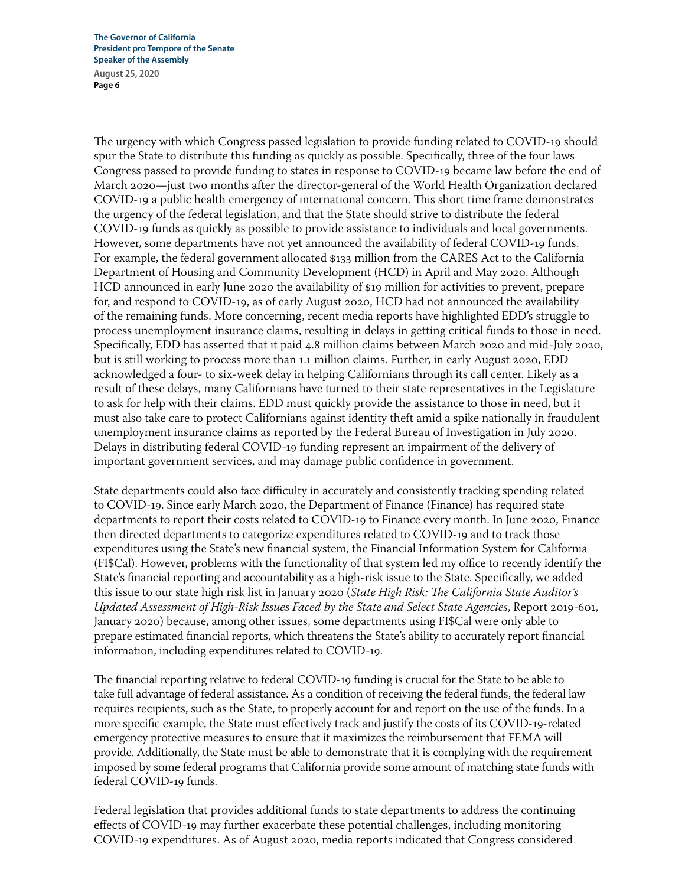The urgency with which Congress passed legislation to provide funding related to COVID-19 should spur the State to distribute this funding as quickly as possible. Specifically, three of the four laws Congress passed to provide funding to states in response to COVID-19 became law before the end of March 2020—just two months after the director-general of the World Health Organization declared COVID-19 a public health emergency of international concern. This short time frame demonstrates the urgency of the federal legislation, and that the State should strive to distribute the federal COVID-19 funds as quickly as possible to provide assistance to individuals and local governments. However, some departments have not yet announced the availability of federal COVID-19 funds. For example, the federal government allocated $133 million from the CARES Act to the California Department of Housing and Community Development (HCD) in April and May 2020. Although HCD announced in early June 2020 the availability of $19 million for activities to prevent, prepare for, and respond to COVID-19, as of early August 2020, HCD had not announced the availability of the remaining funds. More concerning, recent media reports have highlighted EDD's struggle to process unemployment insurance claims, resulting in delays in getting critical funds to those in need. Specifically, EDD has asserted that it paid 4.8 million claims between March 2020 and mid-July 2020, but is still working to process more than 1.1 million claims. Further, in early August 2020, EDD acknowledged a four- to six-week delay in helping Californians through its call center. Likely as a result of these delays, many Californians have turned to their state representatives in the Legislature to ask for help with their claims. EDD must quickly provide the assistance to those in need, but it must also take care to protect Californians against identity theft amid a spike nationally in fraudulent unemployment insurance claims as reported by the Federal Bureau of Investigation in July 2020. Delays in distributing federal COVID-19 funding represent an impairment of the delivery of important government services, and may damage public confidence in government.

State departments could also face difficulty in accurately and consistently tracking spending related to COVID-19. Since early March 2020, the Department of Finance (Finance) has required state departments to report their costs related to COVID-19 to Finance every month. In June 2020, Finance then directed departments to categorize expenditures related to COVID-19 and to track those expenditures using the State's new financial system, the Financial Information System for California (FI$Cal). However, problems with the functionality of that system led my office to recently identify the State's financial reporting and accountability as a high-risk issue to the State. Specifically, we added this issue to our state high risk list in January 2020 (*State High Risk: The California State Auditor's Updated Assessment of High-Risk Issues Faced by the State and Select State Agencies*, Report 2019-601, January 2020) because, among other issues, some departments using FI$Cal were only able to prepare estimated financial reports, which threatens the State's ability to accurately report financial information, including expenditures related to COVID-19.

The financial reporting relative to federal COVID-19 funding is crucial for the State to be able to take full advantage of federal assistance. As a condition of receiving the federal funds, the federal law requires recipients, such as the State, to properly account for and report on the use of the funds. In a more specific example, the State must effectively track and justify the costs of its COVID-19-related emergency protective measures to ensure that it maximizes the reimbursement that FEMA will provide. Additionally, the State must be able to demonstrate that it is complying with the requirement imposed by some federal programs that California provide some amount of matching state funds with federal COVID-19 funds.

Federal legislation that provides additional funds to state departments to address the continuing effects of COVID-19 may further exacerbate these potential challenges, including monitoring COVID-19 expenditures. As of August 2020, media reports indicated that Congress considered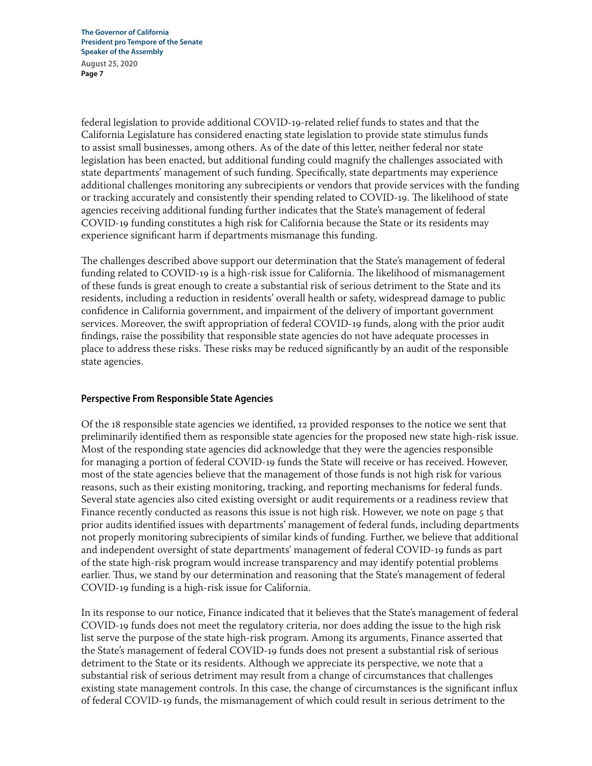federal legislation to provide additional COVID-19-related relief funds to states and that the California Legislature has considered enacting state legislation to provide state stimulus funds to assist small businesses, among others. As of the date of this letter, neither federal nor state legislation has been enacted, but additional funding could magnify the challenges associated with state departments' management of such funding. Specifically, state departments may experience additional challenges monitoring any subrecipients or vendors that provide services with the funding or tracking accurately and consistently their spending related to COVID-19. The likelihood of state agencies receiving additional funding further indicates that the State's management of federal COVID-19 funding constitutes a high risk for California because the State or its residents may experience significant harm if departments mismanage this funding.

The challenges described above support our determination that the State's management of federal funding related to COVID-19 is a high-risk issue for California. The likelihood of mismanagement of these funds is great enough to create a substantial risk of serious detriment to the State and its residents, including a reduction in residents' overall health or safety, widespread damage to public confidence in California government, and impairment of the delivery of important government services. Moreover, the swift appropriation of federal COVID-19 funds, along with the prior audit findings, raise the possibility that responsible state agencies do not have adequate processes in place to address these risks. These risks may be reduced significantly by an audit of the responsible state agencies.

### Perspective From Responsible State Agencies

Of the 18 responsible state agencies we identified, 12 provided responses to the notice we sent that preliminarily identified them as responsible state agencies for the proposed new state high-risk issue. Most of the responding state agencies did acknowledge that they were the agencies responsible for managing a portion of federal COVID-19 funds the State will receive or has received. However, most of the state agencies believe that the management of those funds is not high risk for various reasons, such as their existing monitoring, tracking, and reporting mechanisms for federal funds. Several state agencies also cited existing oversight or audit requirements or a readiness review that Finance recently conducted as reasons this issue is not high risk. However, we note on page 5 that prior audits identified issues with departments' management of federal funds, including departments not properly monitoring subrecipients of similar kinds of funding. Further, we believe that additional and independent oversight of state departments' management of federal COVID-19 funds as part of the state high-risk program would increase transparency and may identify potential problems earlier. Thus, we stand by our determination and reasoning that the State's management of federal COVID-19 funding is a high-risk issue for California.

In its response to our notice, Finance indicated that it believes that the State's management of federal COVID-19 funds does not meet the regulatory criteria, nor does adding the issue to the high risk list serve the purpose of the state high-risk program. Among its arguments, Finance asserted that the State's management of federal COVID-19 funds does not present a substantial risk of serious detriment to the State or its residents. Although we appreciate its perspective, we note that a substantial risk of serious detriment may result from a change of circumstances that challenges existing state management controls. In this case, the change of circumstances is the significant influx of federal COVID-19 funds, the mismanagement of which could result in serious detriment to the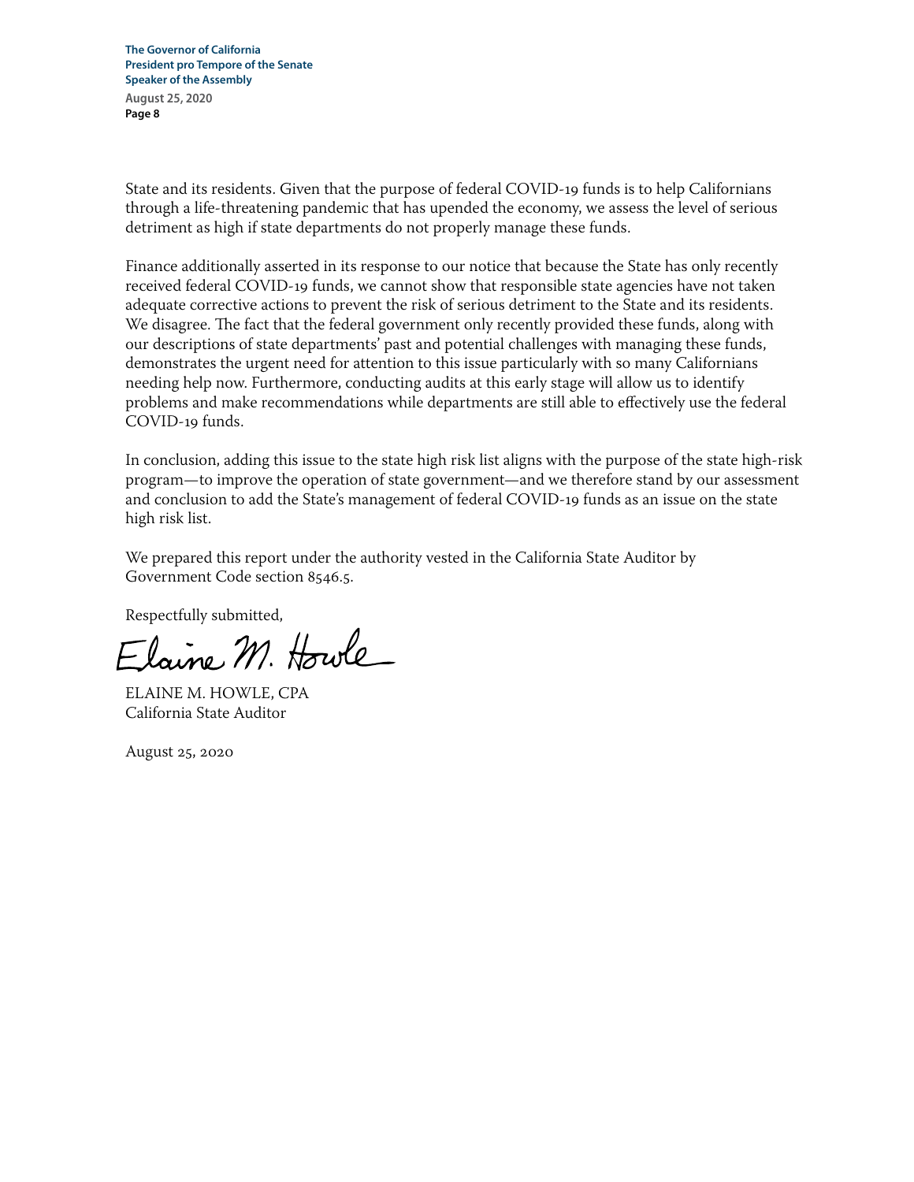State and its residents. Given that the purpose of federal COVID-19 funds is to help Californians through a life-threatening pandemic that has upended the economy, we assess the level of serious detriment as high if state departments do not properly manage these funds.

Finance additionally asserted in its response to our notice that because the State has only recently received federal COVID-19 funds, we cannot show that responsible state agencies have not taken adequate corrective actions to prevent the risk of serious detriment to the State and its residents. We disagree. The fact that the federal government only recently provided these funds, along with our descriptions of state departments' past and potential challenges with managing these funds, demonstrates the urgent need for attention to this issue particularly with so many Californians needing help now. Furthermore, conducting audits at this early stage will allow us to identify problems and make recommendations while departments are still able to effectively use the federal COVID-19 funds.

In conclusion, adding this issue to the state high risk list aligns with the purpose of the state high-risk program—to improve the operation of state government—and we therefore stand by our assessment and conclusion to add the State's management of federal COVID-19 funds as an issue on the state high risk list.

We prepared this report under the authority vested in the California State Auditor by Government Code section 8546.5.

Respectfully submitted,

Elaine M. Howle

ELAINE M. HOWLE, CPA
California State Auditor

August 25, 2020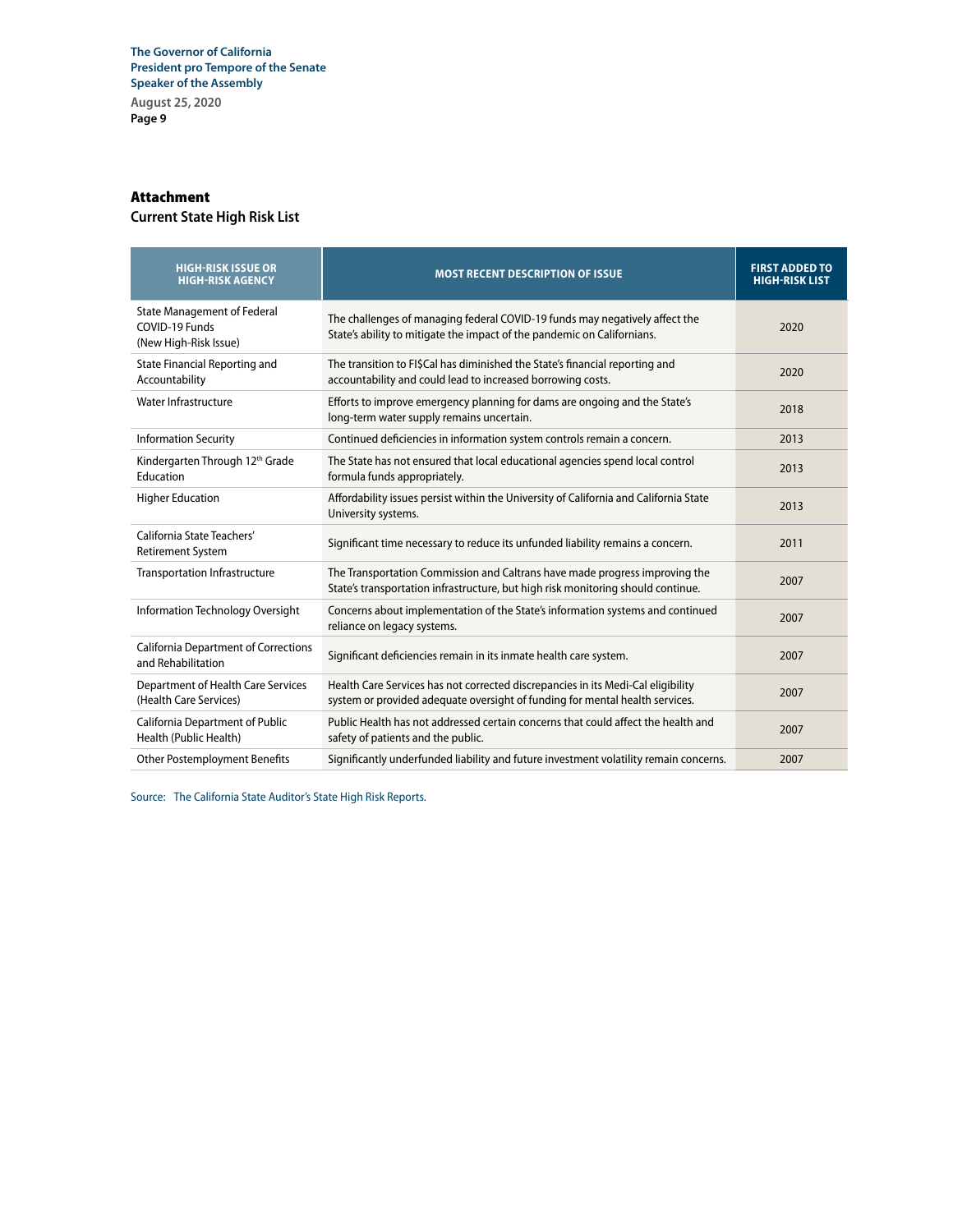### Attachment

**Current State High Risk List**

| HIGH-RISK ISSUE OR HIGH-RISK AGENCY | MOST RECENT DESCRIPTION OF ISSUE | FIRST ADDED TO HIGH-RISK LIST |
|---|---|---|
| State Management of Federal COVID-19 Funds (New High-Risk Issue) | The challenges of managing federal COVID-19 funds may negatively affect the State's ability to mitigate the impact of the pandemic on Californians. | 2020 |
| State Financial Reporting and Accountability | The transition to FI$Cal has diminished the State's financial reporting and accountability and could lead to increased borrowing costs. | 2020 |
| Water Infrastructure | Efforts to improve emergency planning for dams are ongoing and the State's long-term water supply remains uncertain. | 2018 |
| Information Security | Continued deficiencies in information system controls remain a concern. | 2013 |
| Kindergarten Through 12th Grade Education | The State has not ensured that local educational agencies spend local control formula funds appropriately. | 2013 |
| Higher Education | Affordability issues persist within the University of California and California State University systems. | 2013 |
| California State Teachers' Retirement System | Significant time necessary to reduce its unfunded liability remains a concern. | 2011 |
| Transportation Infrastructure | The Transportation Commission and Caltrans have made progress improving the State's transportation infrastructure, but high risk monitoring should continue. | 2007 |
| Information Technology Oversight | Concerns about implementation of the State's information systems and continued reliance on legacy systems. | 2007 |
| California Department of Corrections and Rehabilitation | Significant deficiencies remain in its inmate health care system. | 2007 |
| Department of Health Care Services (Health Care Services) | Health Care Services has not corrected discrepancies in its Medi-Cal eligibility system or provided adequate oversight of funding for mental health services. | 2007 |
| California Department of Public Health (Public Health) | Public Health has not addressed certain concerns that could affect the health and safety of patients and the public. | 2007 |
| Other Postemployment Benefits | Significantly underfunded liability and future investment volatility remain concerns. | 2007 |

Source: The California State Auditor's State High Risk Reports.